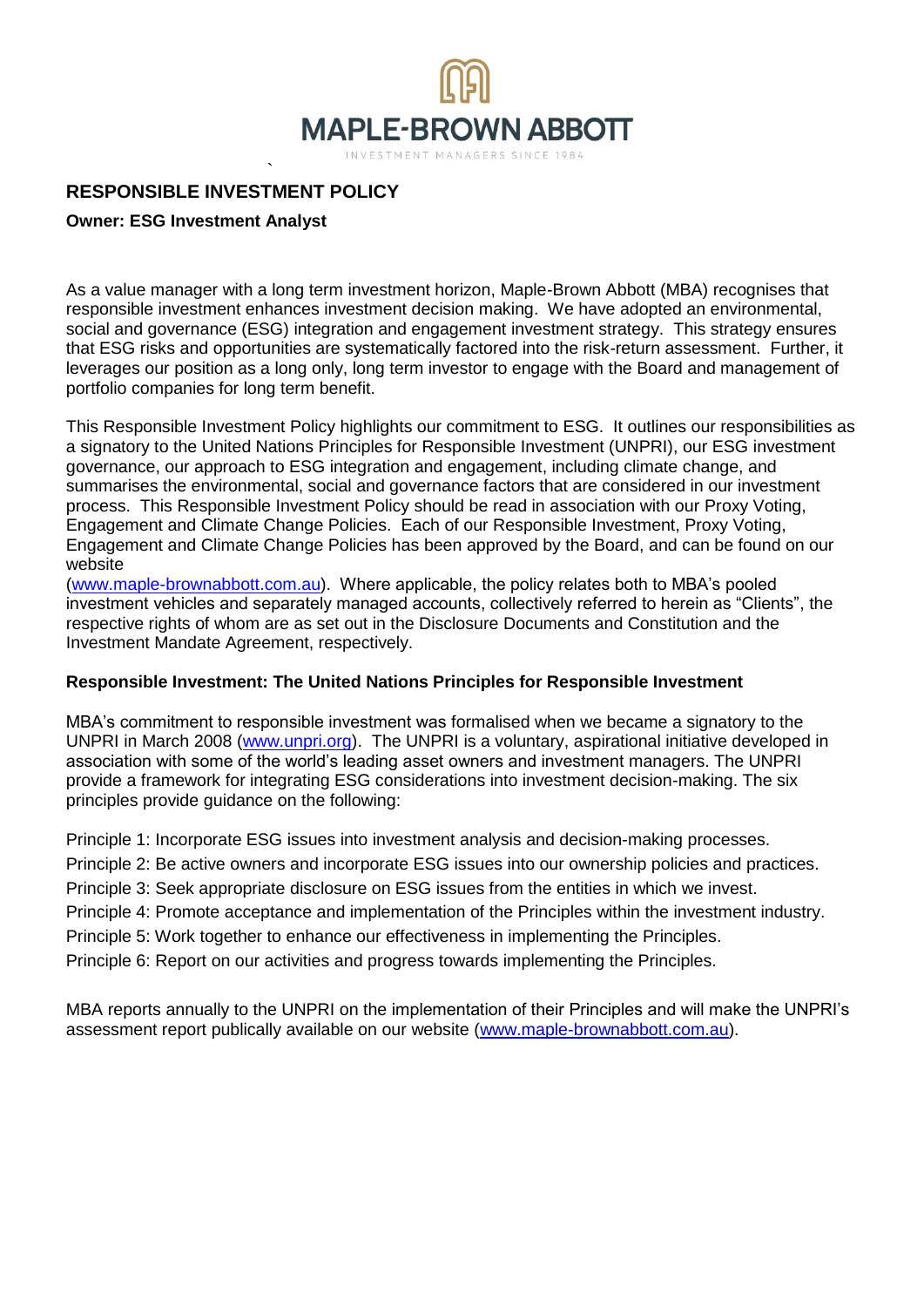# RESPONSIBLE INVESTMENT POLICY

**Owner: ESG Investment Analyst**

As a value manager with a long term investment horizon, Maple-Brown Abbott (MBA) recognises that responsible investment enhances investment decision making. We have adopted an environmental, social and governance (ESG) integration and engagement investment strategy. This strategy ensures that ESG risks and opportunities are systematically factored into the risk-return assessment. Further, it leverages our position as a long only, long term investor to engage with the Board and management of portfolio companies for long term benefit.

This Responsible Investment Policy highlights our commitment to ESG. It outlines our responsibilities as a signatory to the United Nations Principles for Responsible Investment (UNPRI), our ESG investment governance, our approach to ESG integration and engagement, including climate change, and summarises the environmental, social and governance factors that are considered in our investment process. This Responsible Investment Policy should be read in association with our Proxy Voting, Engagement and Climate Change Policies. Each of our Responsible Investment, Proxy Voting, Engagement and Climate Change Policies has been approved by the Board, and can be found on our website (www.maple-brownabbott.com.au). Where applicable, the policy relates both to MBA's pooled investment vehicles and separately managed accounts, collectively referred to herein as "Clients", the respective rights of whom are as set out in the Disclosure Documents and Constitution and the Investment Mandate Agreement, respectively.

## Responsible Investment: The United Nations Principles for Responsible Investment

MBA's commitment to responsible investment was formalised when we became a signatory to the UNPRI in March 2008 (www.unpri.org). The UNPRI is a voluntary, aspirational initiative developed in association with some of the world's leading asset owners and investment managers. The UNPRI provide a framework for integrating ESG considerations into investment decision-making. The six principles provide guidance on the following:

Principle 1: Incorporate ESG issues into investment analysis and decision-making processes.

Principle 2: Be active owners and incorporate ESG issues into our ownership policies and practices.

Principle 3: Seek appropriate disclosure on ESG issues from the entities in which we invest.

Principle 4: Promote acceptance and implementation of the Principles within the investment industry.

Principle 5: Work together to enhance our effectiveness in implementing the Principles.

Principle 6: Report on our activities and progress towards implementing the Principles.

MBA reports annually to the UNPRI on the implementation of their Principles and will make the UNPRI's assessment report publically available on our website (www.maple-brownabbott.com.au).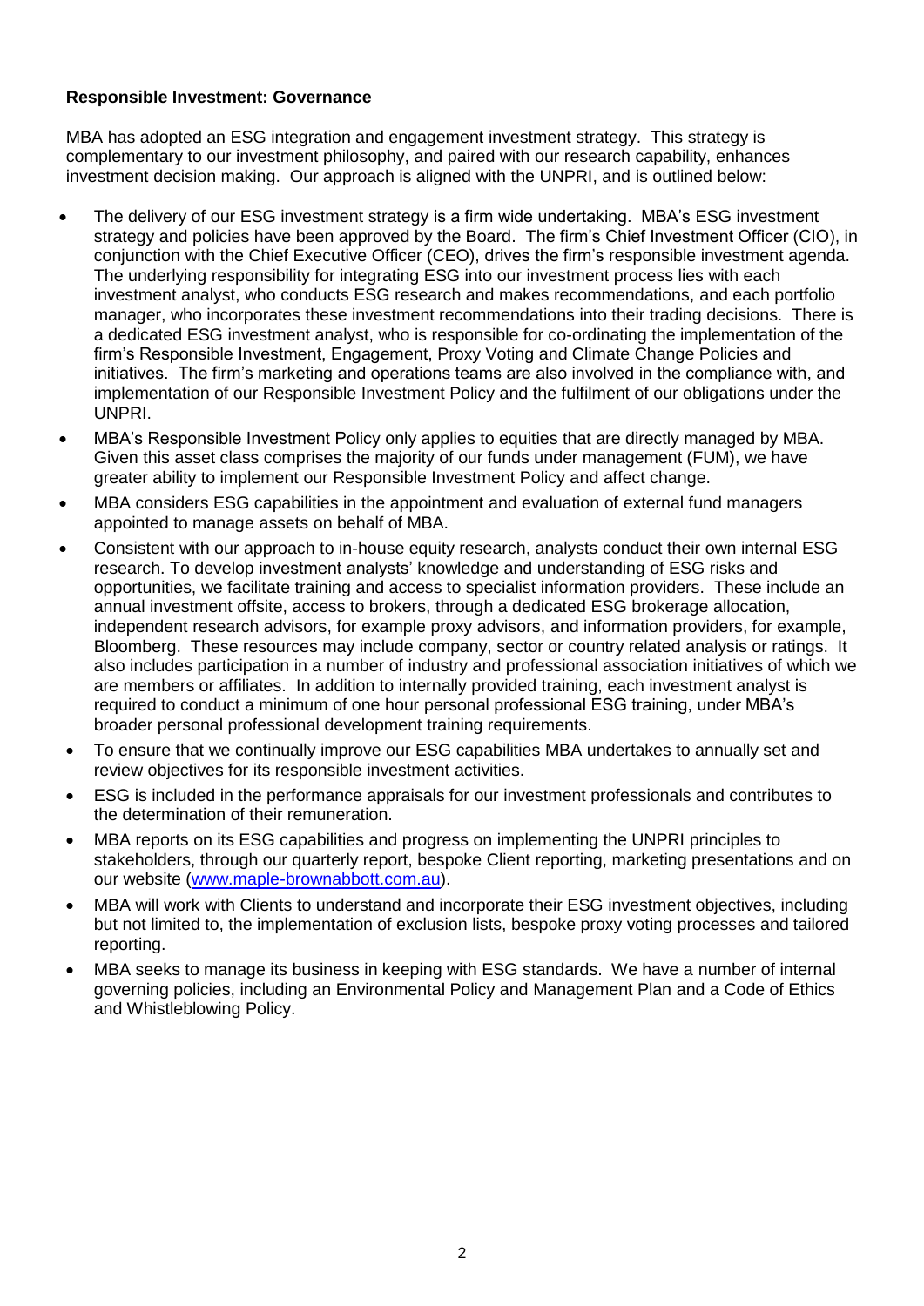**Responsible Investment: Governance**

MBA has adopted an ESG integration and engagement investment strategy. This strategy is complementary to our investment philosophy, and paired with our research capability, enhances investment decision making. Our approach is aligned with the UNPRI, and is outlined below:

- The delivery of our ESG investment strategy is a firm wide undertaking. MBA's ESG investment strategy and policies have been approved by the Board. The firm's Chief Investment Officer (CIO), in conjunction with the Chief Executive Officer (CEO), drives the firm's responsible investment agenda. The underlying responsibility for integrating ESG into our investment process lies with each investment analyst, who conducts ESG research and makes recommendations, and each portfolio manager, who incorporates these investment recommendations into their trading decisions. There is a dedicated ESG investment analyst, who is responsible for co-ordinating the implementation of the firm's Responsible Investment, Engagement, Proxy Voting and Climate Change Policies and initiatives. The firm's marketing and operations teams are also involved in the compliance with, and implementation of our Responsible Investment Policy and the fulfilment of our obligations under the UNPRI.
- MBA's Responsible Investment Policy only applies to equities that are directly managed by MBA. Given this asset class comprises the majority of our funds under management (FUM), we have greater ability to implement our Responsible Investment Policy and affect change.
- MBA considers ESG capabilities in the appointment and evaluation of external fund managers appointed to manage assets on behalf of MBA.
- Consistent with our approach to in-house equity research, analysts conduct their own internal ESG research. To develop investment analysts' knowledge and understanding of ESG risks and opportunities, we facilitate training and access to specialist information providers. These include an annual investment offsite, access to brokers, through a dedicated ESG brokerage allocation, independent research advisors, for example proxy advisors, and information providers, for example, Bloomberg. These resources may include company, sector or country related analysis or ratings. It also includes participation in a number of industry and professional association initiatives of which we are members or affiliates. In addition to internally provided training, each investment analyst is required to conduct a minimum of one hour personal professional ESG training, under MBA's broader personal professional development training requirements.
- To ensure that we continually improve our ESG capabilities MBA undertakes to annually set and review objectives for its responsible investment activities.
- ESG is included in the performance appraisals for our investment professionals and contributes to the determination of their remuneration.
- MBA reports on its ESG capabilities and progress on implementing the UNPRI principles to stakeholders, through our quarterly report, bespoke Client reporting, marketing presentations and on our website (www.maple-brownabbott.com.au).
- MBA will work with Clients to understand and incorporate their ESG investment objectives, including but not limited to, the implementation of exclusion lists, bespoke proxy voting processes and tailored reporting.
- MBA seeks to manage its business in keeping with ESG standards. We have a number of internal governing policies, including an Environmental Policy and Management Plan and a Code of Ethics and Whistleblowing Policy.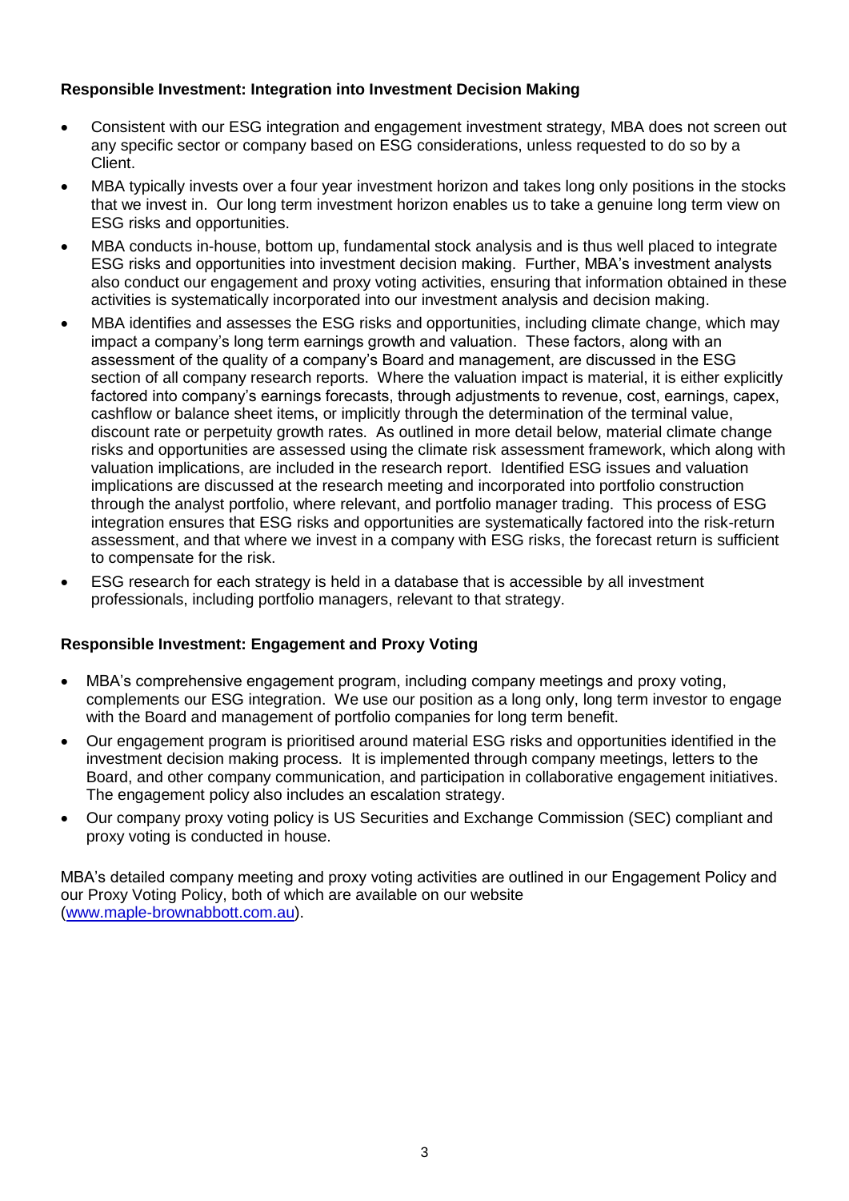## Responsible Investment: Integration into Investment Decision Making

- Consistent with our ESG integration and engagement investment strategy, MBA does not screen out any specific sector or company based on ESG considerations, unless requested to do so by a Client.
- MBA typically invests over a four year investment horizon and takes long only positions in the stocks that we invest in. Our long term investment horizon enables us to take a genuine long term view on ESG risks and opportunities.
- MBA conducts in-house, bottom up, fundamental stock analysis and is thus well placed to integrate ESG risks and opportunities into investment decision making. Further, MBA's investment analysts also conduct our engagement and proxy voting activities, ensuring that information obtained in these activities is systematically incorporated into our investment analysis and decision making.
- MBA identifies and assesses the ESG risks and opportunities, including climate change, which may impact a company's long term earnings growth and valuation. These factors, along with an assessment of the quality of a company's Board and management, are discussed in the ESG section of all company research reports. Where the valuation impact is material, it is either explicitly factored into company's earnings forecasts, through adjustments to revenue, cost, earnings, capex, cashflow or balance sheet items, or implicitly through the determination of the terminal value, discount rate or perpetuity growth rates. As outlined in more detail below, material climate change risks and opportunities are assessed using the climate risk assessment framework, which along with valuation implications, are included in the research report. Identified ESG issues and valuation implications are discussed at the research meeting and incorporated into portfolio construction through the analyst portfolio, where relevant, and portfolio manager trading. This process of ESG integration ensures that ESG risks and opportunities are systematically factored into the risk-return assessment, and that where we invest in a company with ESG risks, the forecast return is sufficient to compensate for the risk.
- ESG research for each strategy is held in a database that is accessible by all investment professionals, including portfolio managers, relevant to that strategy.

## Responsible Investment: Engagement and Proxy Voting

- MBA's comprehensive engagement program, including company meetings and proxy voting, complements our ESG integration. We use our position as a long only, long term investor to engage with the Board and management of portfolio companies for long term benefit.
- Our engagement program is prioritised around material ESG risks and opportunities identified in the investment decision making process. It is implemented through company meetings, letters to the Board, and other company communication, and participation in collaborative engagement initiatives. The engagement policy also includes an escalation strategy.
- Our company proxy voting policy is US Securities and Exchange Commission (SEC) compliant and proxy voting is conducted in house.

MBA's detailed company meeting and proxy voting activities are outlined in our Engagement Policy and our Proxy Voting Policy, both of which are available on our website ([www.maple-brownabbott.com.au](http://www.maple-brownabbott.com.au)).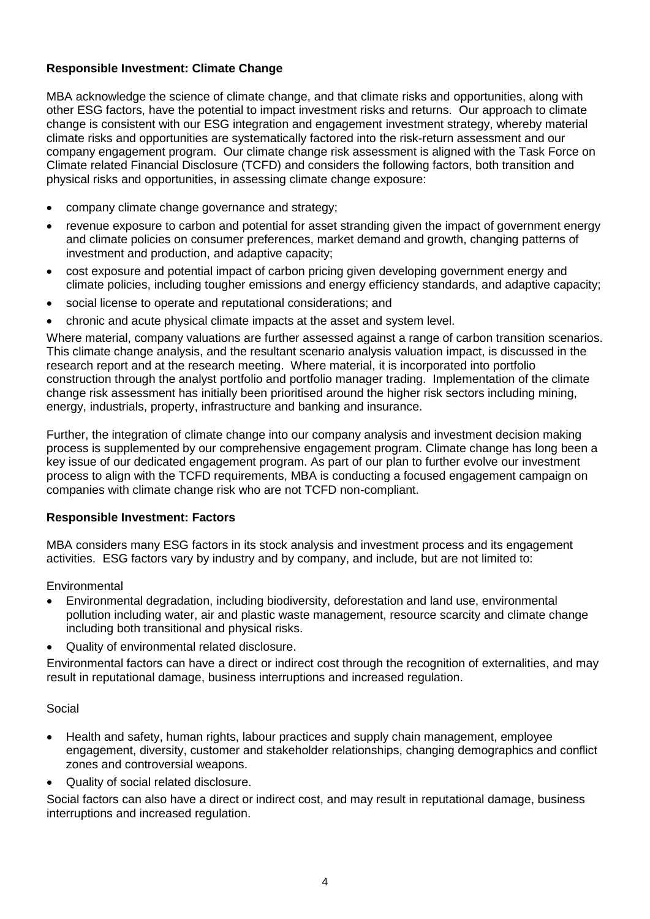**Responsible Investment: Climate Change**

MBA acknowledge the science of climate change, and that climate risks and opportunities, along with other ESG factors, have the potential to impact investment risks and returns. Our approach to climate change is consistent with our ESG integration and engagement investment strategy, whereby material climate risks and opportunities are systematically factored into the risk-return assessment and our company engagement program. Our climate change risk assessment is aligned with the Task Force on Climate related Financial Disclosure (TCFD) and considers the following factors, both transition and physical risks and opportunities, in assessing climate change exposure:

- company climate change governance and strategy;
- revenue exposure to carbon and potential for asset stranding given the impact of government energy and climate policies on consumer preferences, market demand and growth, changing patterns of investment and production, and adaptive capacity;
- cost exposure and potential impact of carbon pricing given developing government energy and climate policies, including tougher emissions and energy efficiency standards, and adaptive capacity;
- social license to operate and reputational considerations; and
- chronic and acute physical climate impacts at the asset and system level.

Where material, company valuations are further assessed against a range of carbon transition scenarios. This climate change analysis, and the resultant scenario analysis valuation impact, is discussed in the research report and at the research meeting. Where material, it is incorporated into portfolio construction through the analyst portfolio and portfolio manager trading. Implementation of the climate change risk assessment has initially been prioritised around the higher risk sectors including mining, energy, industrials, property, infrastructure and banking and insurance.

Further, the integration of climate change into our company analysis and investment decision making process is supplemented by our comprehensive engagement program. Climate change has long been a key issue of our dedicated engagement program. As part of our plan to further evolve our investment process to align with the TCFD requirements, MBA is conducting a focused engagement campaign on companies with climate change risk who are not TCFD non-compliant.

**Responsible Investment: Factors**

MBA considers many ESG factors in its stock analysis and investment process and its engagement activities. ESG factors vary by industry and by company, and include, but are not limited to:

Environmental

- Environmental degradation, including biodiversity, deforestation and land use, environmental pollution including water, air and plastic waste management, resource scarcity and climate change including both transitional and physical risks.
- Quality of environmental related disclosure.

Environmental factors can have a direct or indirect cost through the recognition of externalities, and may result in reputational damage, business interruptions and increased regulation.

Social

- Health and safety, human rights, labour practices and supply chain management, employee engagement, diversity, customer and stakeholder relationships, changing demographics and conflict zones and controversial weapons.
- Quality of social related disclosure.

Social factors can also have a direct or indirect cost, and may result in reputational damage, business interruptions and increased regulation.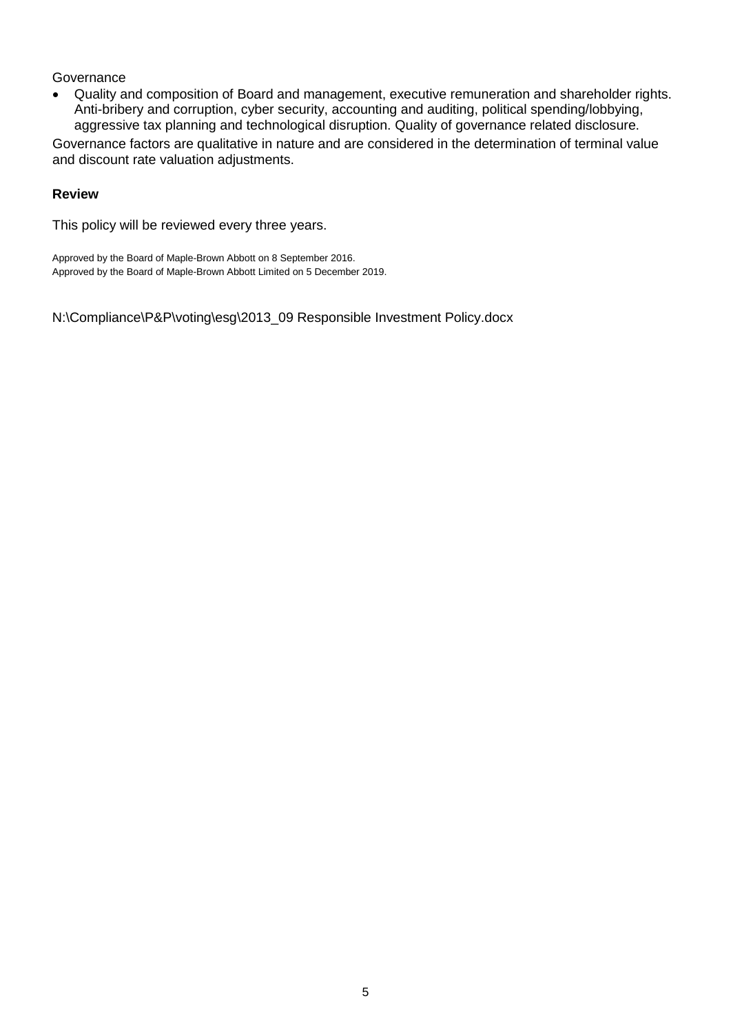Governance

- Quality and composition of Board and management, executive remuneration and shareholder rights. Anti-bribery and corruption, cyber security, accounting and auditing, political spending/lobbying, aggressive tax planning and technological disruption. Quality of governance related disclosure.

Governance factors are qualitative in nature and are considered in the determination of terminal value and discount rate valuation adjustments.

**Review**

This policy will be reviewed every three years.

Approved by the Board of Maple-Brown Abbott on 8 September 2016.
Approved by the Board of Maple-Brown Abbott Limited on 5 December 2019.

N:\Compliance\P&P\voting\esg\2013_09 Responsible Investment Policy.docx